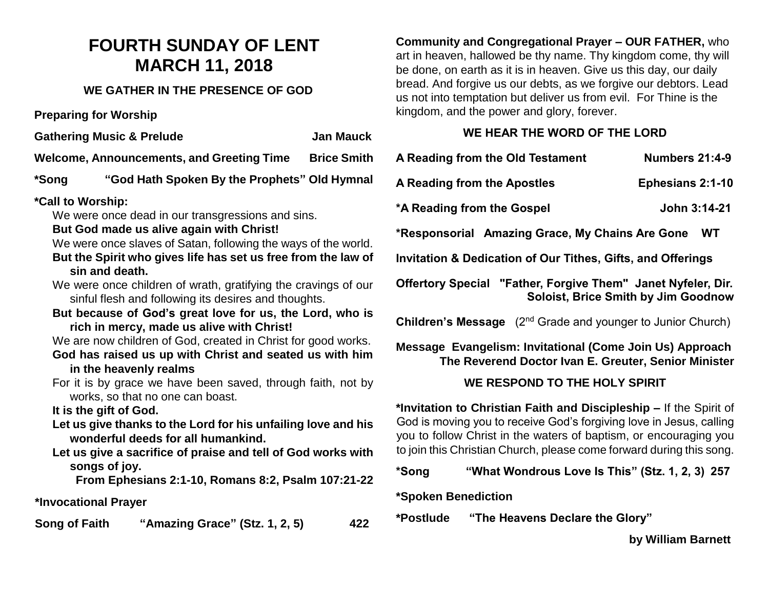# FOURTH SUNDAY OF LENT
# MARCH 11, 2018

### WE GATHER IN THE PRESENCE OF GOD

**Preparing for Worship**

**Gathering Music & Prelude** **Jan Mauck**

**Welcome, Announcements, and Greeting Time** **Brice Smith**

**\*Song "God Hath Spoken By the Prophets" Old Hymnal**

**\*Call to Worship:**

We were once dead in our transgressions and sins.

**But God made us alive again with Christ!**

We were once slaves of Satan, following the ways of the world.

**But the Spirit who gives life has set us free from the law of sin and death.**

We were once children of wrath, gratifying the cravings of our sinful flesh and following its desires and thoughts.

**But because of God's great love for us, the Lord, who is rich in mercy, made us alive with Christ!**

We are now children of God, created in Christ for good works.

**God has raised us up with Christ and seated us with him in the heavenly realms**

For it is by grace we have been saved, through faith, not by works, so that no one can boast.

**It is the gift of God.**

**Let us give thanks to the Lord for his unfailing love and his wonderful deeds for all humankind.**

**Let us give a sacrifice of praise and tell of God works with songs of joy.**

**From Ephesians 2:1-10, Romans 8:2, Psalm 107:21-22**

**\*Invocational Prayer**

**Song of Faith "Amazing Grace" (Stz. 1, 2, 5) 422**

**Community and Congregational Prayer – OUR FATHER,** who art in heaven, hallowed be thy name. Thy kingdom come, thy will be done, on earth as it is in heaven. Give us this day, our daily bread. And forgive us our debts, as we forgive our debtors. Lead us not into temptation but deliver us from evil. For Thine is the kingdom, and the power and glory, forever.

### WE HEAR THE WORD OF THE LORD

**A Reading from the Old Testament** **Numbers 21:4-9**

**A Reading from the Apostles** **Ephesians 2:1-10**

**\*A Reading from the Gospel** **John 3:14-21**

**\*Responsorial Amazing Grace, My Chains Are Gone WT**

**Invitation & Dedication of Our Tithes, Gifts, and Offerings**

**Offertory Special "Father, Forgive Them" Janet Nyfeler, Dir. Soloist, Brice Smith by Jim Goodnow**

**Children's Message** (2nd Grade and younger to Junior Church)

**Message Evangelism: Invitational (Come Join Us) Approach**
**The Reverend Doctor Ivan E. Greuter, Senior Minister**

### WE RESPOND TO THE HOLY SPIRIT

**\*Invitation to Christian Faith and Discipleship –** If the Spirit of God is moving you to receive God's forgiving love in Jesus, calling you to follow Christ in the waters of baptism, or encouraging you to join this Christian Church, please come forward during this song.

**\*Song "What Wondrous Love Is This" (Stz. 1, 2, 3) 257**

**\*Spoken Benediction**

**\*Postlude "The Heavens Declare the Glory"**

**by William Barnett**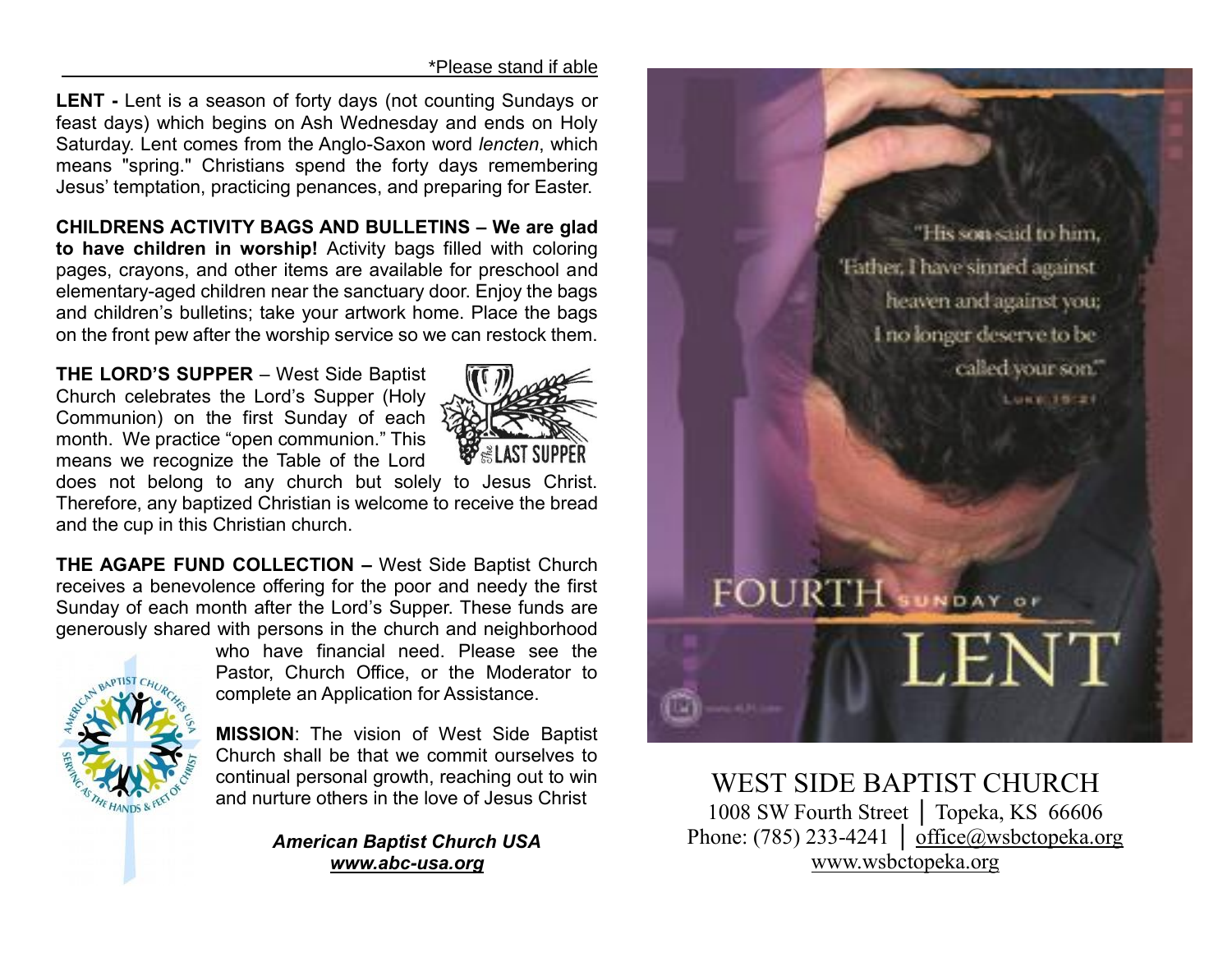*Please stand if able

**LENT -** Lent is a season of forty days (not counting Sundays or feast days) which begins on Ash Wednesday and ends on Holy Saturday. Lent comes from the Anglo-Saxon word *lencten*, which means "spring." Christians spend the forty days remembering Jesus' temptation, practicing penances, and preparing for Easter.

**CHILDRENS ACTIVITY BAGS AND BULLETINS – We are glad to have children in worship!** Activity bags filled with coloring pages, crayons, and other items are available for preschool and elementary-aged children near the sanctuary door. Enjoy the bags and children's bulletins; take your artwork home. Place the bags on the front pew after the worship service so we can restock them.

**THE LORD'S SUPPER** – West Side Baptist Church celebrates the Lord's Supper (Holy Communion) on the first Sunday of each month. We practice "open communion." This means we recognize the Table of the Lord does not belong to any church but solely to Jesus Christ. Therefore, any baptized Christian is welcome to receive the bread and the cup in this Christian church.

**THE AGAPE FUND COLLECTION –** West Side Baptist Church receives a benevolence offering for the poor and needy the first Sunday of each month after the Lord's Supper. These funds are generously shared with persons in the church and neighborhood who have financial need. Please see the Pastor, Church Office, or the Moderator to complete an Application for Assistance.

**MISSION**: The vision of West Side Baptist Church shall be that we commit ourselves to continual personal growth, reaching out to win and nurture others in the love of Jesus Christ

***American Baptist Church USA***
***www.abc-usa.org***

"His son said to him, 'Father, I have sinned against heaven and against you; I no longer deserve to be called your son.'"
LUKE 15:21

FOURTH SUNDAY OF LENT

# WEST SIDE BAPTIST CHURCH

1008 SW Fourth Street | Topeka, KS 66606
Phone: (785) 233-4241 | office@wsbctopeka.org
www.wsbctopeka.org